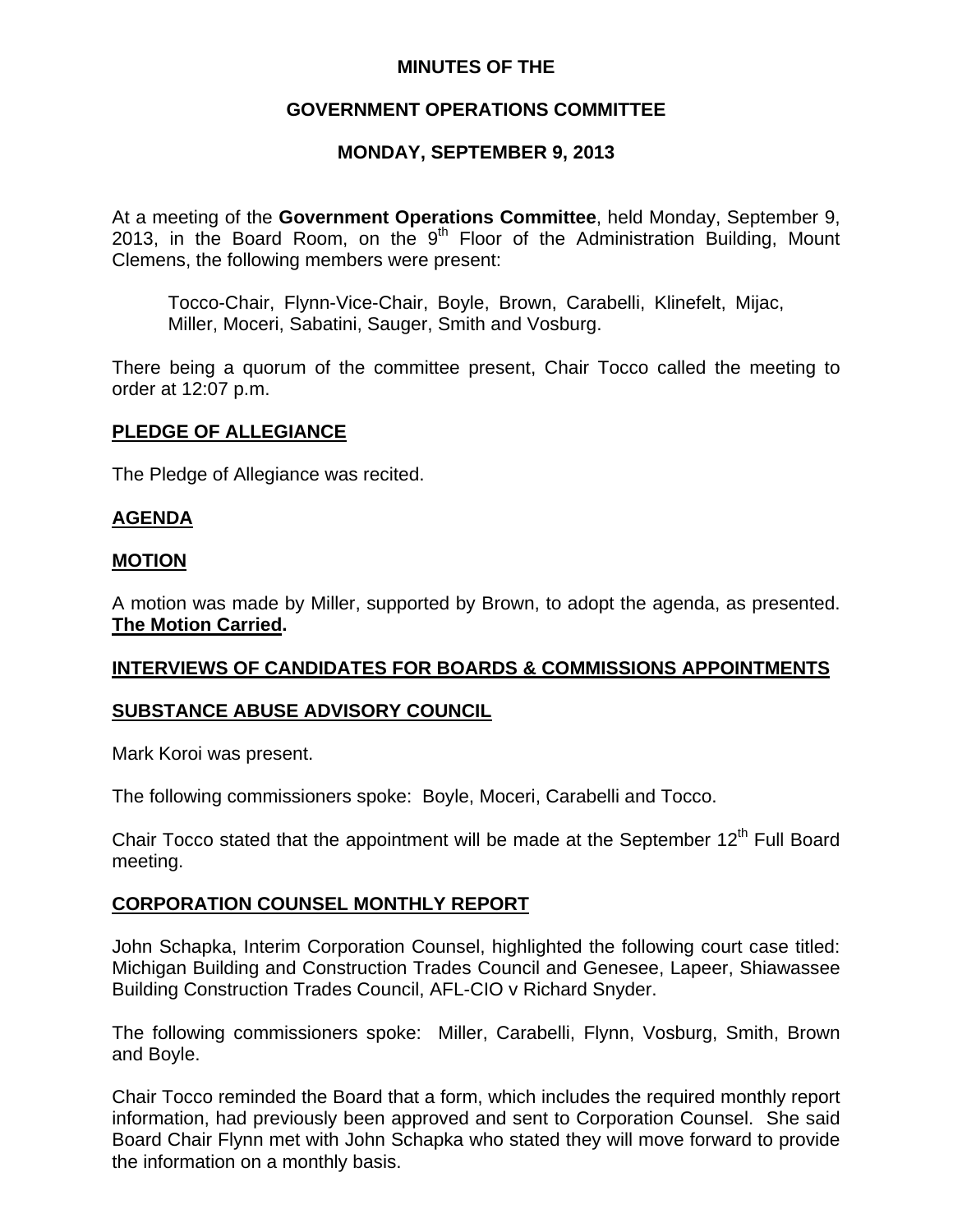# MINUTES OF THE

## GOVERNMENT OPERATIONS COMMITTEE

## MONDAY, SEPTEMBER 9, 2013

At a meeting of the **Government Operations Committee**, held Monday, September 9, 2013, in the Board Room, on the 9th Floor of the Administration Building, Mount Clemens, the following members were present:

Tocco-Chair, Flynn-Vice-Chair, Boyle, Brown, Carabelli, Klinefelt, Mijac, Miller, Moceri, Sabatini, Sauger, Smith and Vosburg.

There being a quorum of the committee present, Chair Tocco called the meeting to order at 12:07 p.m.

**PLEDGE OF ALLEGIANCE**

The Pledge of Allegiance was recited.

**AGENDA**

**MOTION**

A motion was made by Miller, supported by Brown, to adopt the agenda, as presented. **The Motion Carried.**

**INTERVIEWS OF CANDIDATES FOR BOARDS & COMMISSIONS APPOINTMENTS**

**SUBSTANCE ABUSE ADVISORY COUNCIL**

Mark Koroi was present.

The following commissioners spoke: Boyle, Moceri, Carabelli and Tocco.

Chair Tocco stated that the appointment will be made at the September 12th Full Board meeting.

**CORPORATION COUNSEL MONTHLY REPORT**

John Schapka, Interim Corporation Counsel, highlighted the following court case titled: Michigan Building and Construction Trades Council and Genesee, Lapeer, Shiawassee Building Construction Trades Council, AFL-CIO v Richard Snyder.

The following commissioners spoke: Miller, Carabelli, Flynn, Vosburg, Smith, Brown and Boyle.

Chair Tocco reminded the Board that a form, which includes the required monthly report information, had previously been approved and sent to Corporation Counsel. She said Board Chair Flynn met with John Schapka who stated they will move forward to provide the information on a monthly basis.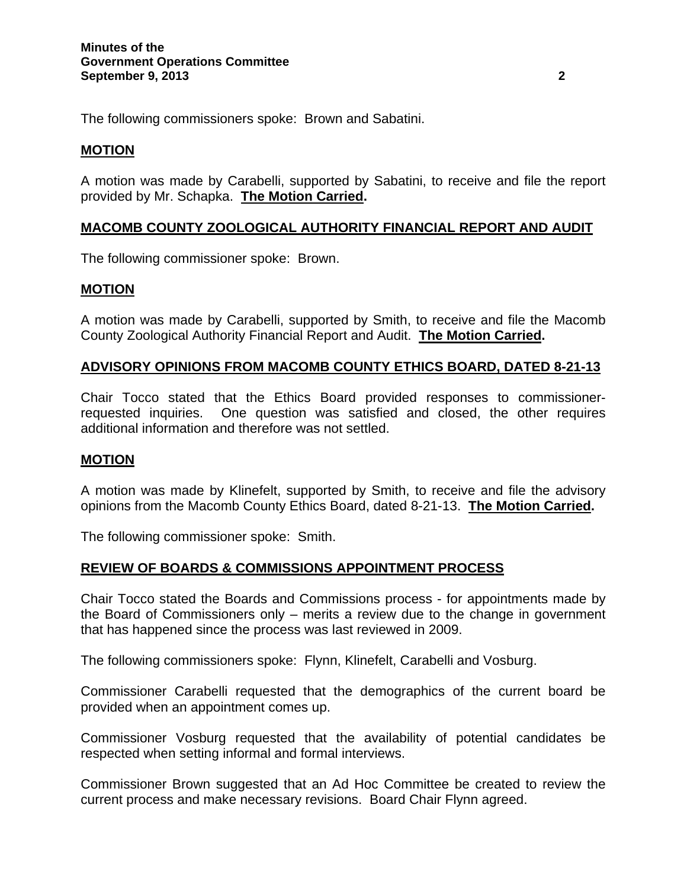The following commissioners spoke: Brown and Sabatini.

## MOTION

A motion was made by Carabelli, supported by Sabatini, to receive and file the report provided by Mr. Schapka. **The Motion Carried.**

## MACOMB COUNTY ZOOLOGICAL AUTHORITY FINANCIAL REPORT AND AUDIT

The following commissioner spoke: Brown.

## MOTION

A motion was made by Carabelli, supported by Smith, to receive and file the Macomb County Zoological Authority Financial Report and Audit. **The Motion Carried.**

## ADVISORY OPINIONS FROM MACOMB COUNTY ETHICS BOARD, DATED 8-21-13

Chair Tocco stated that the Ethics Board provided responses to commissioner-requested inquiries. One question was satisfied and closed, the other requires additional information and therefore was not settled.

## MOTION

A motion was made by Klinefelt, supported by Smith, to receive and file the advisory opinions from the Macomb County Ethics Board, dated 8-21-13. **The Motion Carried.**

The following commissioner spoke: Smith.

## REVIEW OF BOARDS & COMMISSIONS APPOINTMENT PROCESS

Chair Tocco stated the Boards and Commissions process - for appointments made by the Board of Commissioners only – merits a review due to the change in government that has happened since the process was last reviewed in 2009.

The following commissioners spoke: Flynn, Klinefelt, Carabelli and Vosburg.

Commissioner Carabelli requested that the demographics of the current board be provided when an appointment comes up.

Commissioner Vosburg requested that the availability of potential candidates be respected when setting informal and formal interviews.

Commissioner Brown suggested that an Ad Hoc Committee be created to review the current process and make necessary revisions. Board Chair Flynn agreed.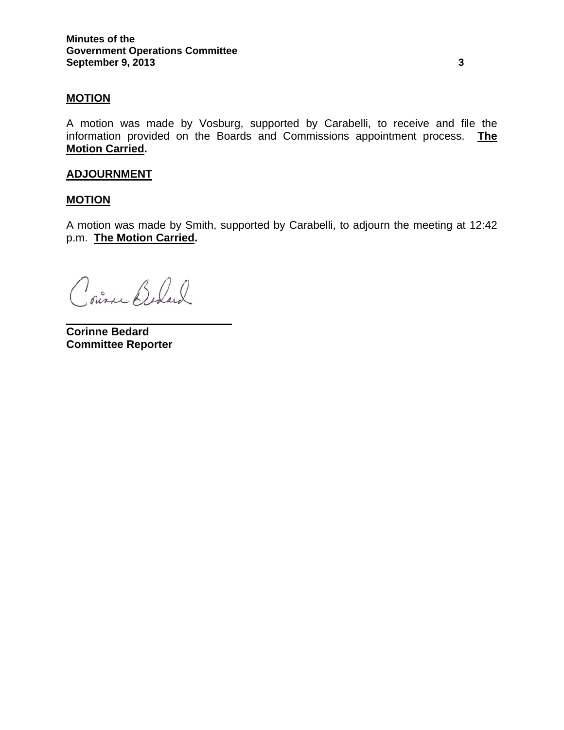**MOTION**

A motion was made by Vosburg, supported by Carabelli, to receive and file the information provided on the Boards and Commissions appointment process. **The Motion Carried.**

**ADJOURNMENT**

**MOTION**

A motion was made by Smith, supported by Carabelli, to adjourn the meeting at 12:42 p.m. **The Motion Carried.**

**Corinne Bedard**
**Committee Reporter**